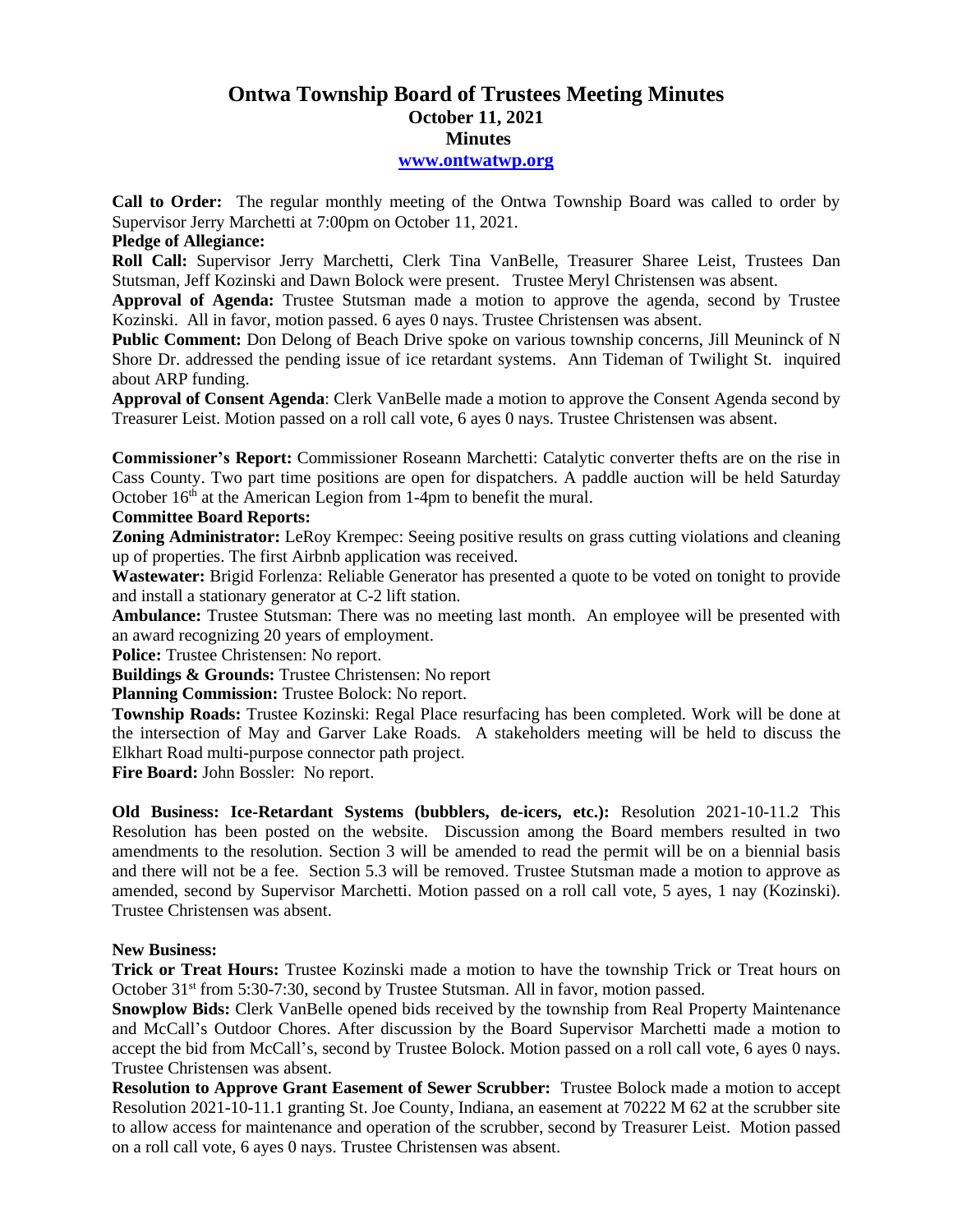# Ontwa Township Board of Trustees Meeting Minutes

## October 11, 2021

## Minutes

**www.ontwatwp.org**

**Call to Order:** The regular monthly meeting of the Ontwa Township Board was called to order by Supervisor Jerry Marchetti at 7:00pm on October 11, 2021.

**Pledge of Allegiance:**

**Roll Call:** Supervisor Jerry Marchetti, Clerk Tina VanBelle, Treasurer Sharee Leist, Trustees Dan Stutsman, Jeff Kozinski and Dawn Bolock were present. Trustee Meryl Christensen was absent.

**Approval of Agenda:** Trustee Stutsman made a motion to approve the agenda, second by Trustee Kozinski. All in favor, motion passed. 6 ayes 0 nays. Trustee Christensen was absent.

**Public Comment:** Don Delong of Beach Drive spoke on various township concerns, Jill Meuninck of N Shore Dr. addressed the pending issue of ice retardant systems. Ann Tideman of Twilight St. inquired about ARP funding.

**Approval of Consent Agenda**: Clerk VanBelle made a motion to approve the Consent Agenda second by Treasurer Leist. Motion passed on a roll call vote, 6 ayes 0 nays. Trustee Christensen was absent.

**Commissioner's Report:** Commissioner Roseann Marchetti: Catalytic converter thefts are on the rise in Cass County. Two part time positions are open for dispatchers. A paddle auction will be held Saturday October 16th at the American Legion from 1-4pm to benefit the mural.

**Committee Board Reports:**

**Zoning Administrator:** LeRoy Krempec: Seeing positive results on grass cutting violations and cleaning up of properties. The first Airbnb application was received.

**Wastewater:** Brigid Forlenza: Reliable Generator has presented a quote to be voted on tonight to provide and install a stationary generator at C-2 lift station.

**Ambulance:** Trustee Stutsman: There was no meeting last month. An employee will be presented with an award recognizing 20 years of employment.

**Police:** Trustee Christensen: No report.

**Buildings & Grounds:** Trustee Christensen: No report

**Planning Commission:** Trustee Bolock: No report.

**Township Roads:** Trustee Kozinski: Regal Place resurfacing has been completed. Work will be done at the intersection of May and Garver Lake Roads. A stakeholders meeting will be held to discuss the Elkhart Road multi-purpose connector path project.

**Fire Board:** John Bossler: No report.

**Old Business: Ice-Retardant Systems (bubblers, de-icers, etc.):** Resolution 2021-10-11.2 This Resolution has been posted on the website. Discussion among the Board members resulted in two amendments to the resolution. Section 3 will be amended to read the permit will be on a biennial basis and there will not be a fee. Section 5.3 will be removed. Trustee Stutsman made a motion to approve as amended, second by Supervisor Marchetti. Motion passed on a roll call vote, 5 ayes, 1 nay (Kozinski). Trustee Christensen was absent.

**New Business:**

**Trick or Treat Hours:** Trustee Kozinski made a motion to have the township Trick or Treat hours on October 31st from 5:30-7:30, second by Trustee Stutsman. All in favor, motion passed.

**Snowplow Bids:** Clerk VanBelle opened bids received by the township from Real Property Maintenance and McCall's Outdoor Chores. After discussion by the Board Supervisor Marchetti made a motion to accept the bid from McCall's, second by Trustee Bolock. Motion passed on a roll call vote, 6 ayes 0 nays. Trustee Christensen was absent.

**Resolution to Approve Grant Easement of Sewer Scrubber:** Trustee Bolock made a motion to accept Resolution 2021-10-11.1 granting St. Joe County, Indiana, an easement at 70222 M 62 at the scrubber site to allow access for maintenance and operation of the scrubber, second by Treasurer Leist. Motion passed on a roll call vote, 6 ayes 0 nays. Trustee Christensen was absent.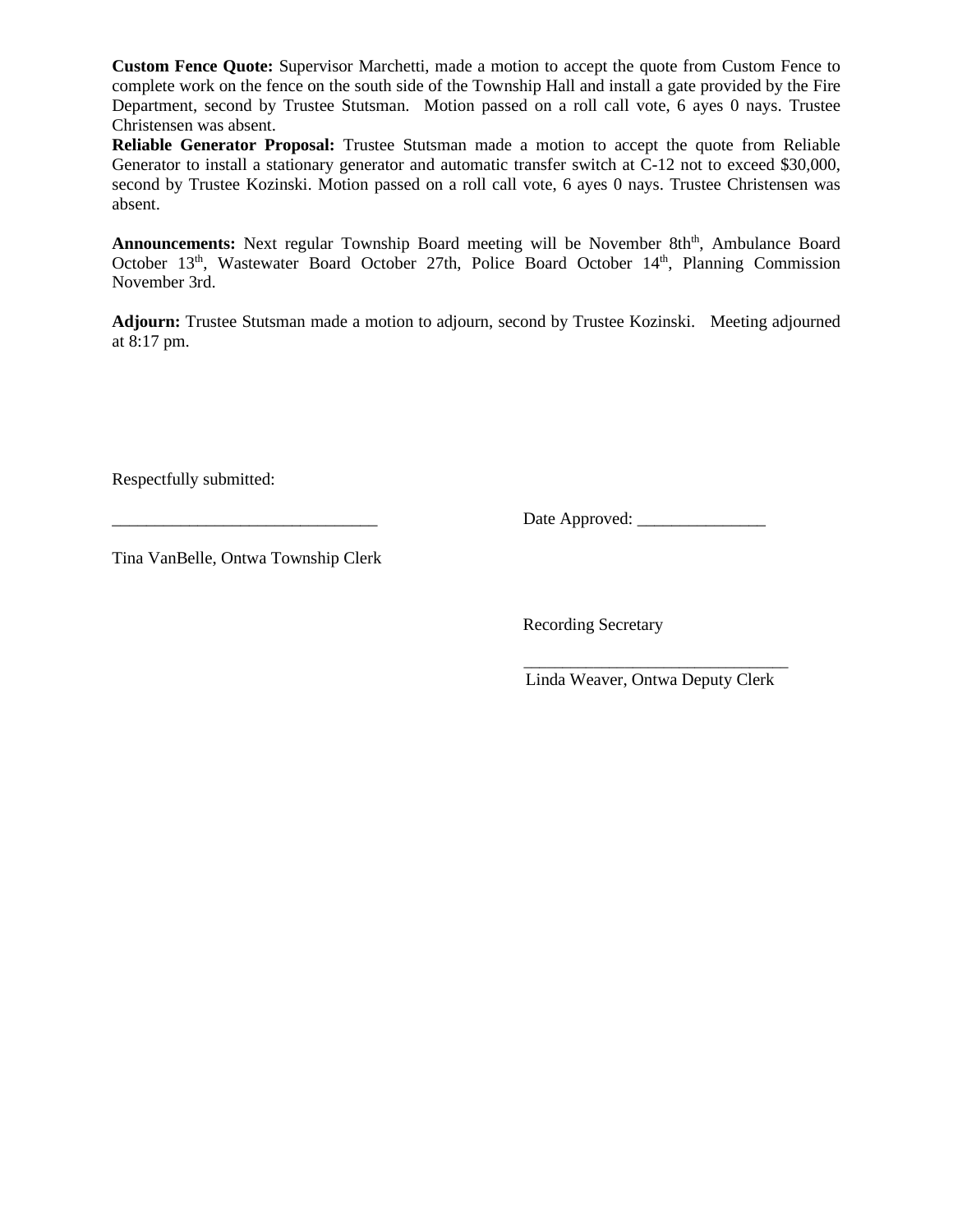**Custom Fence Quote:** Supervisor Marchetti, made a motion to accept the quote from Custom Fence to complete work on the fence on the south side of the Township Hall and install a gate provided by the Fire Department, second by Trustee Stutsman. Motion passed on a roll call vote, 6 ayes 0 nays. Trustee Christensen was absent.

**Reliable Generator Proposal:** Trustee Stutsman made a motion to accept the quote from Reliable Generator to install a stationary generator and automatic transfer switch at C-12 not to exceed $30,000, second by Trustee Kozinski. Motion passed on a roll call vote, 6 ayes 0 nays. Trustee Christensen was absent.

**Announcements:** Next regular Township Board meeting will be November 8th, Ambulance Board October 13th, Wastewater Board October 27th, Police Board October 14th, Planning Commission November 3rd.

**Adjourn:** Trustee Stutsman made a motion to adjourn, second by Trustee Kozinski. Meeting adjourned at 8:17 pm.

Respectfully submitted:

_______________________________ Date Approved: _______________

Tina VanBelle, Ontwa Township Clerk

Recording Secretary

_______________________________

Linda Weaver, Ontwa Deputy Clerk